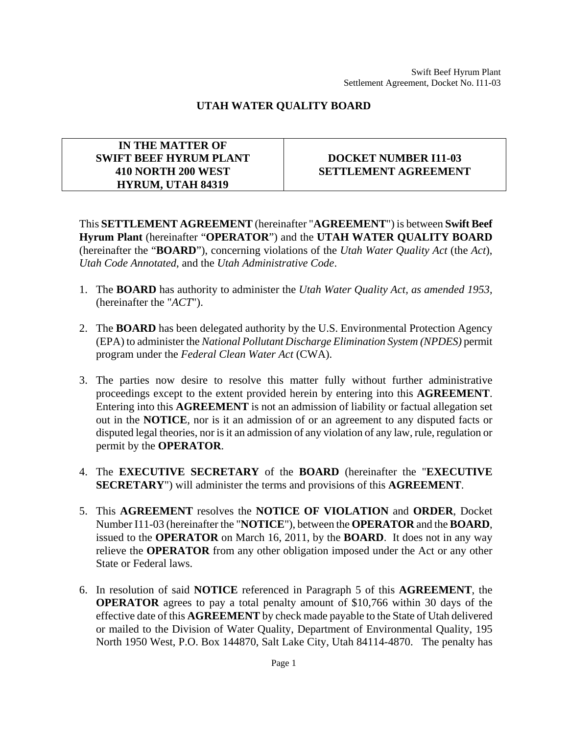## UTAH WATER QUALITY BOARD

| IN THE MATTER OF SWIFT BEEF HYRUM PLANT 410 NORTH 200 WEST HYRUM, UTAH 84319 | DOCKET NUMBER I11-03 SETTLEMENT AGREEMENT |
|---|---|

This **SETTLEMENT AGREEMENT** (hereinafter "**AGREEMENT**") is between **Swift Beef Hyrum Plant** (hereinafter "**OPERATOR**") and the **UTAH WATER QUALITY BOARD** (hereinafter the "**BOARD**"), concerning violations of the *Utah Water Quality Act* (the *Act*), *Utah Code Annotated*, and the *Utah Administrative Code*.

1. The **BOARD** has authority to administer the *Utah Water Quality Act, as amended 1953*, (hereinafter the "*ACT*").

2. The **BOARD** has been delegated authority by the U.S. Environmental Protection Agency (EPA) to administer the *National Pollutant Discharge Elimination System (NPDES)* permit program under the *Federal Clean Water Act* (CWA).

3. The parties now desire to resolve this matter fully without further administrative proceedings except to the extent provided herein by entering into this **AGREEMENT**. Entering into this **AGREEMENT** is not an admission of liability or factual allegation set out in the **NOTICE**, nor is it an admission of or an agreement to any disputed facts or disputed legal theories, nor is it an admission of any violation of any law, rule, regulation or permit by the **OPERATOR**.

4. The **EXECUTIVE SECRETARY** of the **BOARD** (hereinafter the "**EXECUTIVE SECRETARY**") will administer the terms and provisions of this **AGREEMENT**.

5. This **AGREEMENT** resolves the **NOTICE OF VIOLATION** and **ORDER**, Docket Number I11-03 (hereinafter the "**NOTICE**"), between the **OPERATOR** and the **BOARD**, issued to the **OPERATOR** on March 16, 2011, by the **BOARD**. It does not in any way relieve the **OPERATOR** from any other obligation imposed under the Act or any other State or Federal laws.

6. In resolution of said **NOTICE** referenced in Paragraph 5 of this **AGREEMENT**, the **OPERATOR** agrees to pay a total penalty amount of $10,766 within 30 days of the effective date of this **AGREEMENT** by check made payable to the State of Utah delivered or mailed to the Division of Water Quality, Department of Environmental Quality, 195 North 1950 West, P.O. Box 144870, Salt Lake City, Utah 84114-4870. The penalty has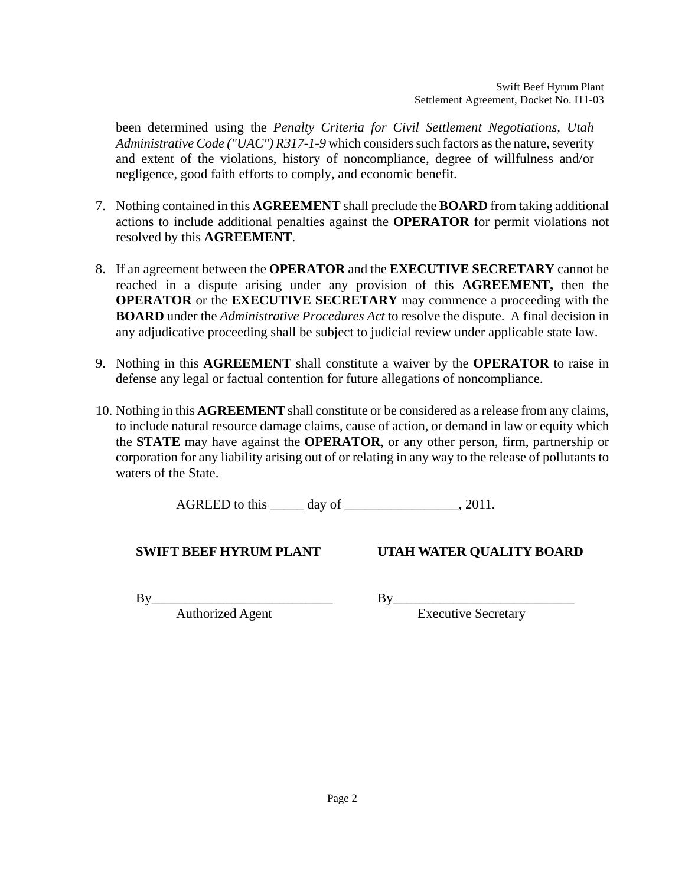been determined using the *Penalty Criteria for Civil Settlement Negotiations, Utah Administrative Code ("UAC") R317-1-9* which considers such factors as the nature, severity and extent of the violations, history of noncompliance, degree of willfulness and/or negligence, good faith efforts to comply, and economic benefit.

7. Nothing contained in this **AGREEMENT** shall preclude the **BOARD** from taking additional actions to include additional penalties against the **OPERATOR** for permit violations not resolved by this **AGREEMENT**.

8. If an agreement between the **OPERATOR** and the **EXECUTIVE SECRETARY** cannot be reached in a dispute arising under any provision of this **AGREEMENT,** then the **OPERATOR** or the **EXECUTIVE SECRETARY** may commence a proceeding with the **BOARD** under the *Administrative Procedures Act* to resolve the dispute. A final decision in any adjudicative proceeding shall be subject to judicial review under applicable state law.

9. Nothing in this **AGREEMENT** shall constitute a waiver by the **OPERATOR** to raise in defense any legal or factual contention for future allegations of noncompliance.

10. Nothing in this **AGREEMENT** shall constitute or be considered as a release from any claims, to include natural resource damage claims, cause of action, or demand in law or equity which the **STATE** may have against the **OPERATOR**, or any other person, firm, partnership or corporation for any liability arising out of or relating in any way to the release of pollutants to waters of the State.

AGREED to this _____ day of _________________, 2011.

**SWIFT BEEF HYRUM PLANT**

By___________________________
Authorized Agent

**UTAH WATER QUALITY BOARD**

By___________________________
Executive Secretary